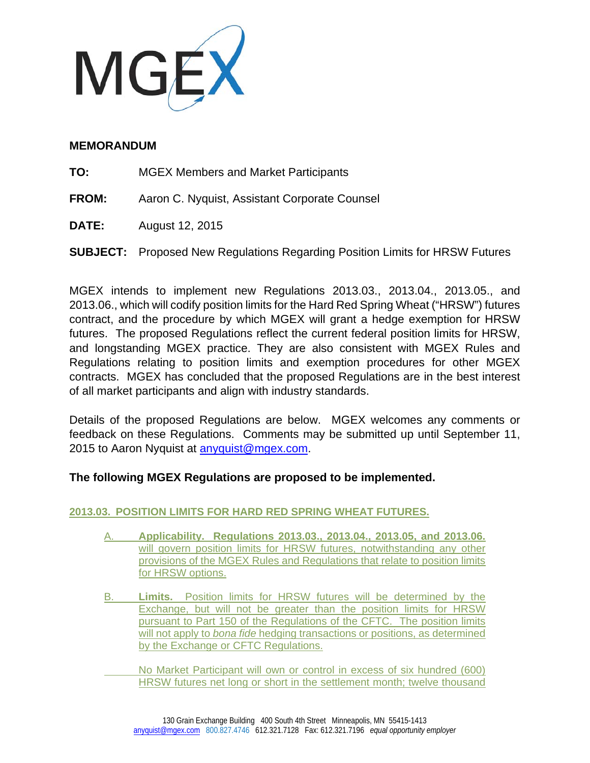MGEX

**MEMORANDUM**

**TO:** MGEX Members and Market Participants

**FROM:** Aaron C. Nyquist, Assistant Corporate Counsel

**DATE:** August 12, 2015

**SUBJECT:** Proposed New Regulations Regarding Position Limits for HRSW Futures

MGEX intends to implement new Regulations 2013.03., 2013.04., 2013.05., and 2013.06., which will codify position limits for the Hard Red Spring Wheat ("HRSW") futures contract, and the procedure by which MGEX will grant a hedge exemption for HRSW futures. The proposed Regulations reflect the current federal position limits for HRSW, and longstanding MGEX practice. They are also consistent with MGEX Rules and Regulations relating to position limits and exemption procedures for other MGEX contracts. MGEX has concluded that the proposed Regulations are in the best interest of all market participants and align with industry standards.

Details of the proposed Regulations are below. MGEX welcomes any comments or feedback on these Regulations. Comments may be submitted up until September 11, 2015 to Aaron Nyquist at anyquist@mgex.com.

**The following MGEX Regulations are proposed to be implemented.**

**2013.03. POSITION LIMITS FOR HARD RED SPRING WHEAT FUTURES.**

A. **Applicability. Regulations 2013.03., 2013.04., 2013.05, and 2013.06.** will govern position limits for HRSW futures, notwithstanding any other provisions of the MGEX Rules and Regulations that relate to position limits for HRSW options.

B. **Limits.** Position limits for HRSW futures will be determined by the Exchange, but will not be greater than the position limits for HRSW pursuant to Part 150 of the Regulations of the CFTC. The position limits will not apply to *bona fide* hedging transactions or positions, as determined by the Exchange or CFTC Regulations.

No Market Participant will own or control in excess of six hundred (600) HRSW futures net long or short in the settlement month; twelve thousand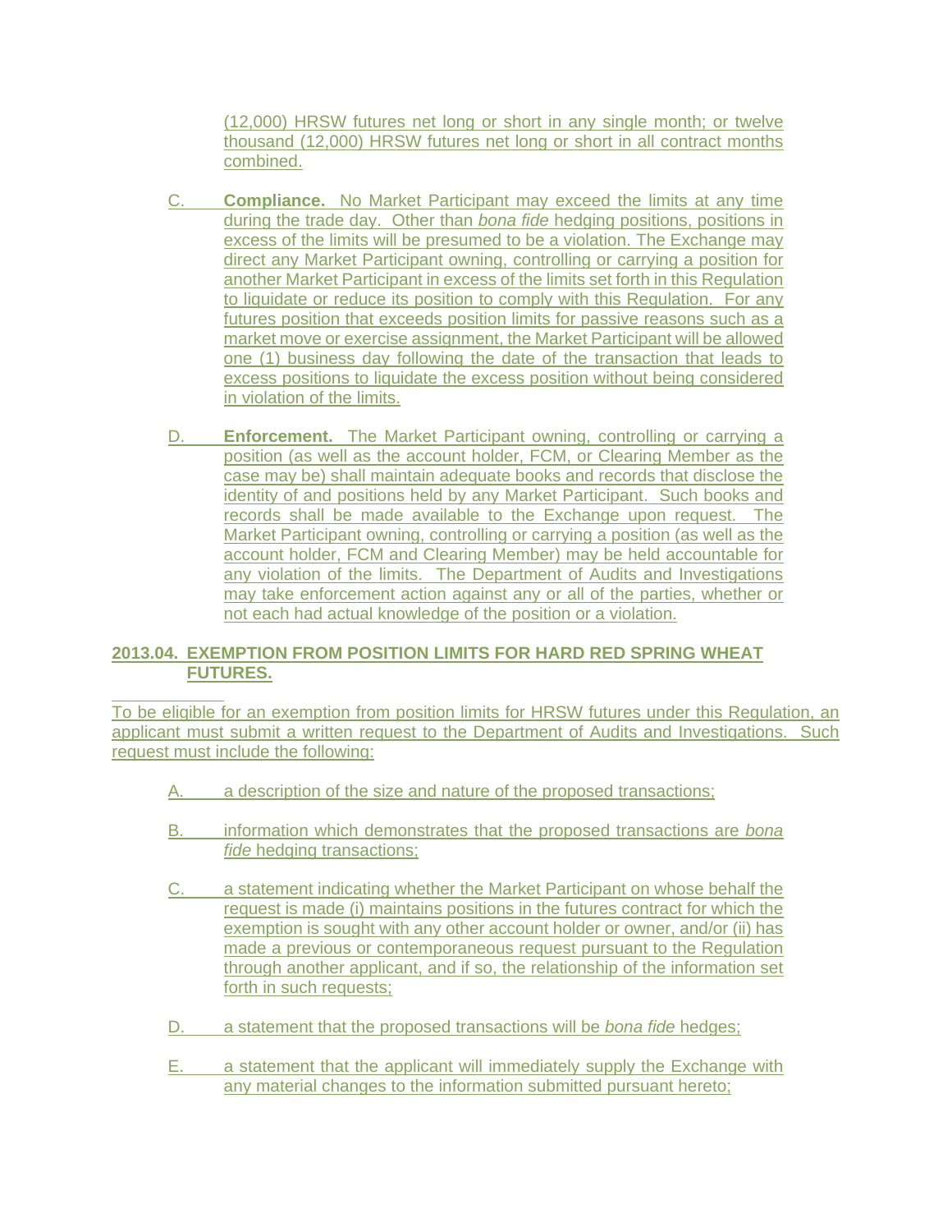(12,000) HRSW futures net long or short in any single month; or twelve thousand (12,000) HRSW futures net long or short in all contract months combined.

C. **Compliance.** No Market Participant may exceed the limits at any time during the trade day. Other than *bona fide* hedging positions, positions in excess of the limits will be presumed to be a violation. The Exchange may direct any Market Participant owning, controlling or carrying a position for another Market Participant in excess of the limits set forth in this Regulation to liquidate or reduce its position to comply with this Regulation. For any futures position that exceeds position limits for passive reasons such as a market move or exercise assignment, the Market Participant will be allowed one (1) business day following the date of the transaction that leads to excess positions to liquidate the excess position without being considered in violation of the limits.

D. **Enforcement.** The Market Participant owning, controlling or carrying a position (as well as the account holder, FCM, or Clearing Member as the case may be) shall maintain adequate books and records that disclose the identity of and positions held by any Market Participant. Such books and records shall be made available to the Exchange upon request. The Market Participant owning, controlling or carrying a position (as well as the account holder, FCM and Clearing Member) may be held accountable for any violation of the limits. The Department of Audits and Investigations may take enforcement action against any or all of the parties, whether or not each had actual knowledge of the position or a violation.

## 2013.04. EXEMPTION FROM POSITION LIMITS FOR HARD RED SPRING WHEAT FUTURES.

To be eligible for an exemption from position limits for HRSW futures under this Regulation, an applicant must submit a written request to the Department of Audits and Investigations. Such request must include the following:

A. a description of the size and nature of the proposed transactions;

B. information which demonstrates that the proposed transactions are *bona fide* hedging transactions;

C. a statement indicating whether the Market Participant on whose behalf the request is made (i) maintains positions in the futures contract for which the exemption is sought with any other account holder or owner, and/or (ii) has made a previous or contemporaneous request pursuant to the Regulation through another applicant, and if so, the relationship of the information set forth in such requests;

D. a statement that the proposed transactions will be *bona fide* hedges;

E. a statement that the applicant will immediately supply the Exchange with any material changes to the information submitted pursuant hereto;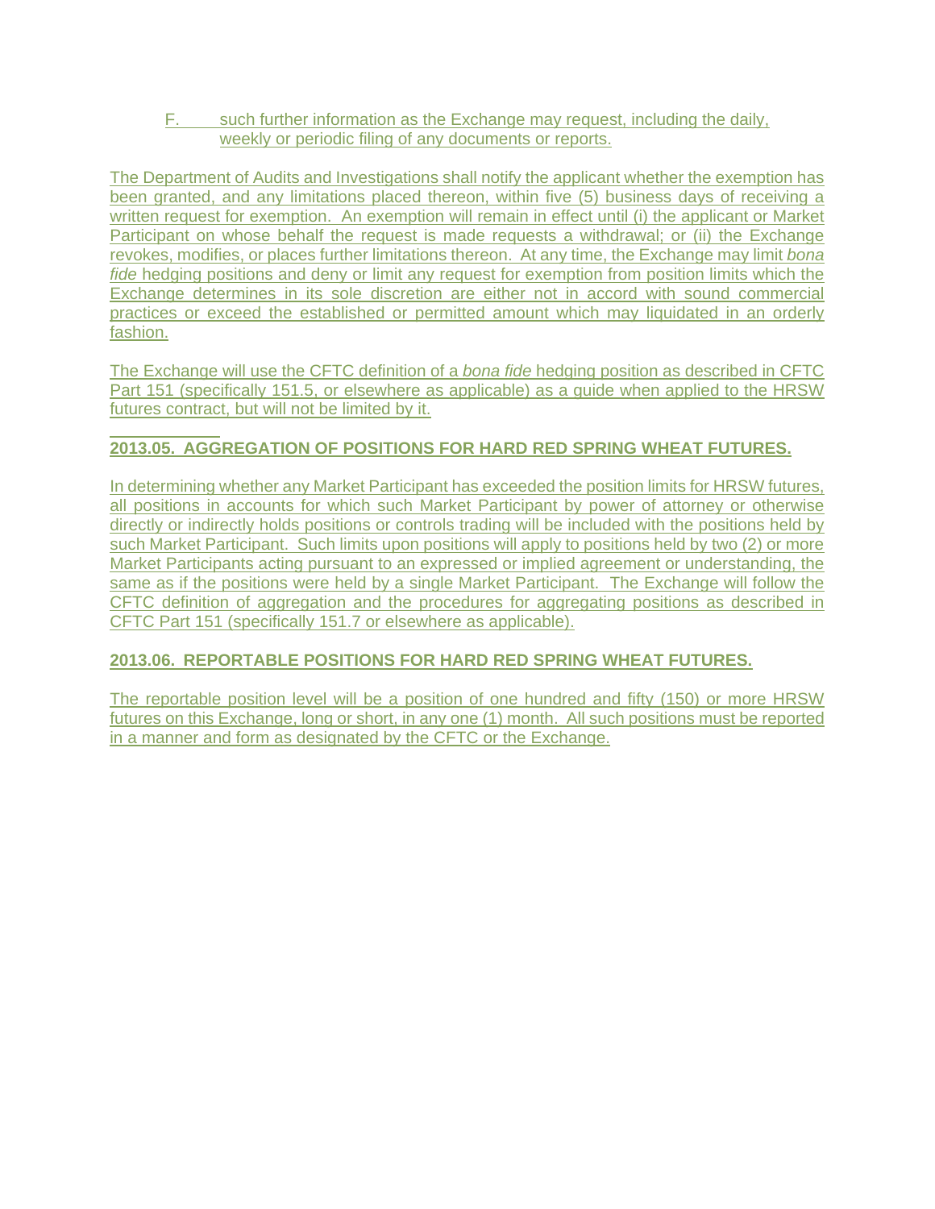F. such further information as the Exchange may request, including the daily, weekly or periodic filing of any documents or reports.

The Department of Audits and Investigations shall notify the applicant whether the exemption has been granted, and any limitations placed thereon, within five (5) business days of receiving a written request for exemption. An exemption will remain in effect until (i) the applicant or Market Participant on whose behalf the request is made requests a withdrawal; or (ii) the Exchange revokes, modifies, or places further limitations thereon. At any time, the Exchange may limit *bona fide* hedging positions and deny or limit any request for exemption from position limits which the Exchange determines in its sole discretion are either not in accord with sound commercial practices or exceed the established or permitted amount which may liquidated in an orderly fashion.

The Exchange will use the CFTC definition of a *bona fide* hedging position as described in CFTC Part 151 (specifically 151.5, or elsewhere as applicable) as a guide when applied to the HRSW futures contract, but will not be limited by it.

**2013.05. AGGREGATION OF POSITIONS FOR HARD RED SPRING WHEAT FUTURES.**

In determining whether any Market Participant has exceeded the position limits for HRSW futures, all positions in accounts for which such Market Participant by power of attorney or otherwise directly or indirectly holds positions or controls trading will be included with the positions held by such Market Participant. Such limits upon positions will apply to positions held by two (2) or more Market Participants acting pursuant to an expressed or implied agreement or understanding, the same as if the positions were held by a single Market Participant. The Exchange will follow the CFTC definition of aggregation and the procedures for aggregating positions as described in CFTC Part 151 (specifically 151.7 or elsewhere as applicable).

**2013.06. REPORTABLE POSITIONS FOR HARD RED SPRING WHEAT FUTURES.**

The reportable position level will be a position of one hundred and fifty (150) or more HRSW futures on this Exchange, long or short, in any one (1) month. All such positions must be reported in a manner and form as designated by the CFTC or the Exchange.